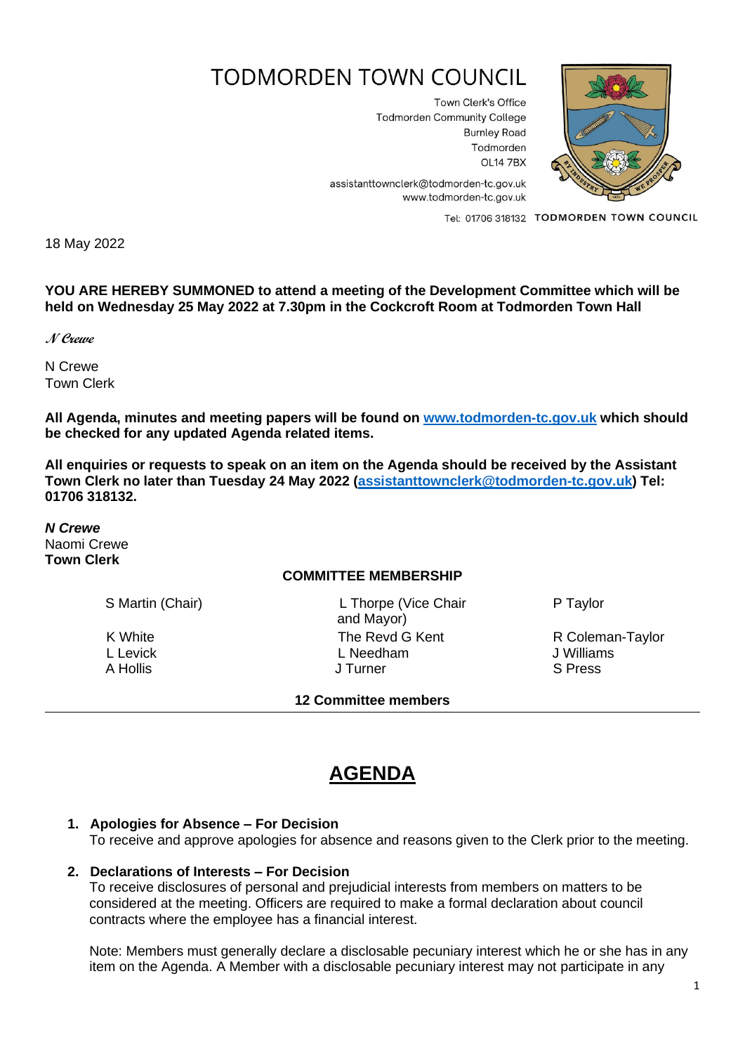# TODMORDEN TOWN COUNCIL

Town Clerk's Office
Todmorden Community College
Burnley Road
Todmorden
OL14 7BX

assistanttownclerk@todmorden-tc.gov.uk
www.todmorden-tc.gov.uk

Tel: 01706 318132 TODMORDEN TOWN COUNCIL

18 May 2022

**YOU ARE HEREBY SUMMONED to attend a meeting of the Development Committee which will be held on Wednesday 25 May 2022 at 7.30pm in the Cockcroft Room at Todmorden Town Hall**

*N Crewe*

N Crewe
Town Clerk

**All Agenda, minutes and meeting papers will be found on [www.todmorden-tc.gov.uk](http://www.todmorden-tc.gov.uk) which should be checked for any updated Agenda related items.**

**All enquiries or requests to speak on an item on the Agenda should be received by the Assistant Town Clerk no later than Tuesday 24 May 2022 ([assistanttownclerk@todmorden-tc.gov.uk](mailto:assistanttownclerk@todmorden-tc.gov.uk)) Tel: 01706 318132.**

***N Crewe***
Naomi Crewe
**Town Clerk**

**COMMITTEE MEMBERSHIP**

| | | |
|---|---|---|
| S Martin (Chair) | L Thorpe (Vice Chair and Mayor) | P Taylor |
| K White | The Revd G Kent | R Coleman-Taylor |
| L Levick | L Needham | J Williams |
| A Hollis | J Turner | S Press |

**12 Committee members**

## AGENDA

1. **Apologies for Absence – For Decision**
   To receive and approve apologies for absence and reasons given to the Clerk prior to the meeting.

2. **Declarations of Interests – For Decision**
   To receive disclosures of personal and prejudicial interests from members on matters to be considered at the meeting. Officers are required to make a formal declaration about council contracts where the employee has a financial interest.

   Note: Members must generally declare a disclosable pecuniary interest which he or she has in any item on the Agenda. A Member with a disclosable pecuniary interest may not participate in any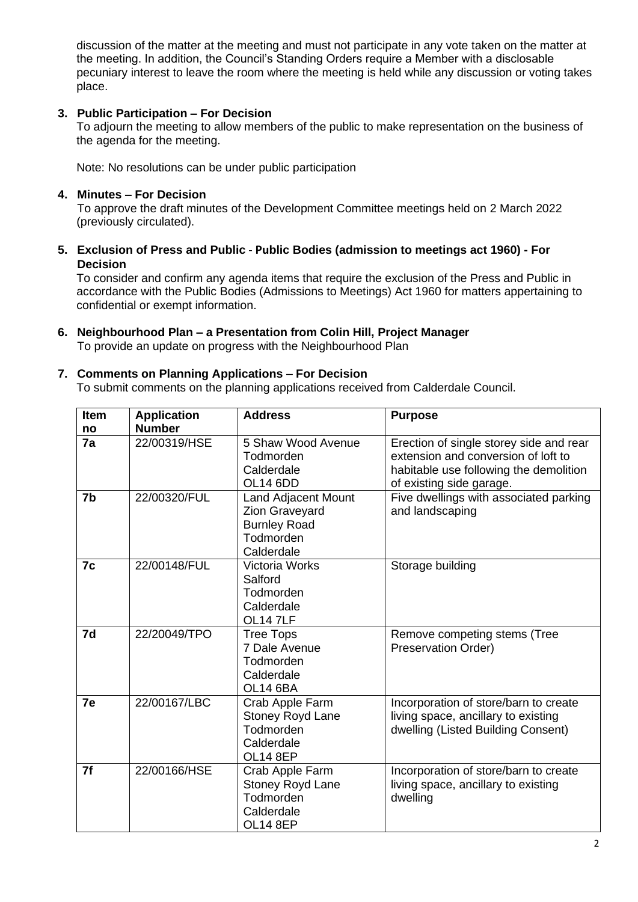discussion of the matter at the meeting and must not participate in any vote taken on the matter at the meeting. In addition, the Council's Standing Orders require a Member with a disclosable pecuniary interest to leave the room where the meeting is held while any discussion or voting takes place.

**3. Public Participation – For Decision**

To adjourn the meeting to allow members of the public to make representation on the business of the agenda for the meeting.

Note: No resolutions can be under public participation

**4. Minutes – For Decision**

To approve the draft minutes of the Development Committee meetings held on 2 March 2022 (previously circulated).

**5. Exclusion of Press and Public - Public Bodies (admission to meetings act 1960) - For Decision**

To consider and confirm any agenda items that require the exclusion of the Press and Public in accordance with the Public Bodies (Admissions to Meetings) Act 1960 for matters appertaining to confidential or exempt information.

**6. Neighbourhood Plan – a Presentation from Colin Hill, Project Manager**

To provide an update on progress with the Neighbourhood Plan

**7. Comments on Planning Applications – For Decision**

To submit comments on the planning applications received from Calderdale Council.

| Item no | Application Number | Address | Purpose |
|---|---|---|---|
| **7a** | 22/00319/HSE | 5 Shaw Wood Avenue Todmorden Calderdale OL14 6DD | Erection of single storey side and rear extension and conversion of loft to habitable use following the demolition of existing side garage. |
| **7b** | 22/00320/FUL | Land Adjacent Mount Zion Graveyard Burnley Road Todmorden Calderdale | Five dwellings with associated parking and landscaping |
| **7c** | 22/00148/FUL | Victoria Works Salford Todmorden Calderdale OL14 7LF | Storage building |
| **7d** | 22/20049/TPO | Tree Tops 7 Dale Avenue Todmorden Calderdale OL14 6BA | Remove competing stems (Tree Preservation Order) |
| **7e** | 22/00167/LBC | Crab Apple Farm Stoney Royd Lane Todmorden Calderdale OL14 8EP | Incorporation of store/barn to create living space, ancillary to existing dwelling (Listed Building Consent) |
| **7f** | 22/00166/HSE | Crab Apple Farm Stoney Royd Lane Todmorden Calderdale OL14 8EP | Incorporation of store/barn to create living space, ancillary to existing dwelling |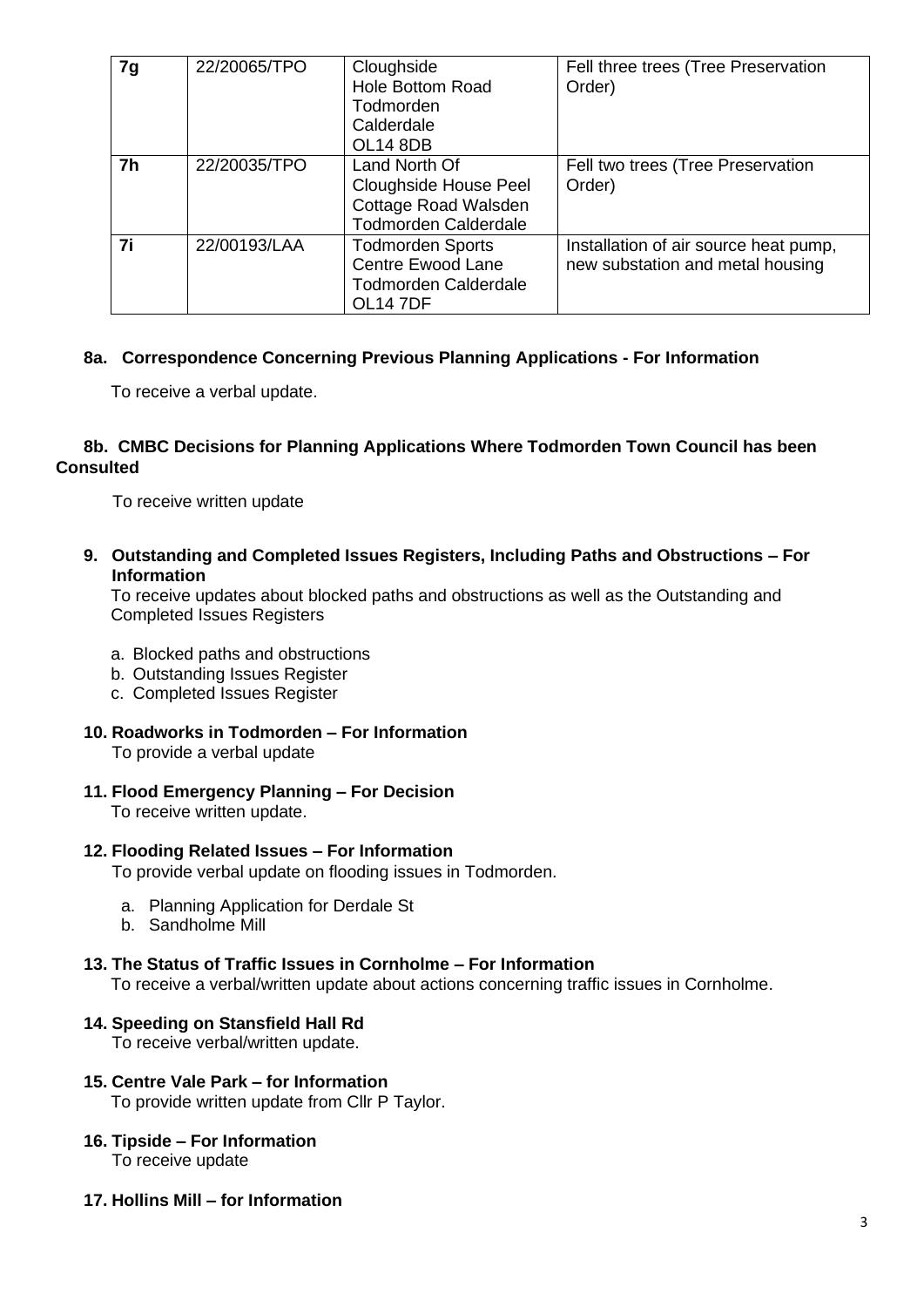| 7g | 22/20065/TPO | Cloughside Hole Bottom Road Todmorden Calderdale OL14 8DB | Fell three trees (Tree Preservation Order) |
|---|---|---|---|
| 7h | 22/20035/TPO | Land North Of Cloughside House Peel Cottage Road Walsden Todmorden Calderdale | Fell two trees (Tree Preservation Order) |
| 7i | 22/00193/LAA | Todmorden Sports Centre Ewood Lane Todmorden Calderdale OL14 7DF | Installation of air source heat pump, new substation and metal housing |

**8a. Correspondence Concerning Previous Planning Applications - For Information**

To receive a verbal update.

**8b. CMBC Decisions for Planning Applications Where Todmorden Town Council has been Consulted**

To receive written update

**9. Outstanding and Completed Issues Registers, Including Paths and Obstructions – For Information**

To receive updates about blocked paths and obstructions as well as the Outstanding and Completed Issues Registers

a. Blocked paths and obstructions
b. Outstanding Issues Register
c. Completed Issues Register

**10. Roadworks in Todmorden – For Information**

To provide a verbal update

**11. Flood Emergency Planning – For Decision**

To receive written update.

**12. Flooding Related Issues – For Information**

To provide verbal update on flooding issues in Todmorden.

a. Planning Application for Derdale St
b. Sandholme Mill

**13. The Status of Traffic Issues in Cornholme – For Information**

To receive a verbal/written update about actions concerning traffic issues in Cornholme.

**14. Speeding on Stansfield Hall Rd**

To receive verbal/written update.

**15. Centre Vale Park – for Information**

To provide written update from Cllr P Taylor.

**16. Tipside – For Information**

To receive update

**17. Hollins Mill – for Information**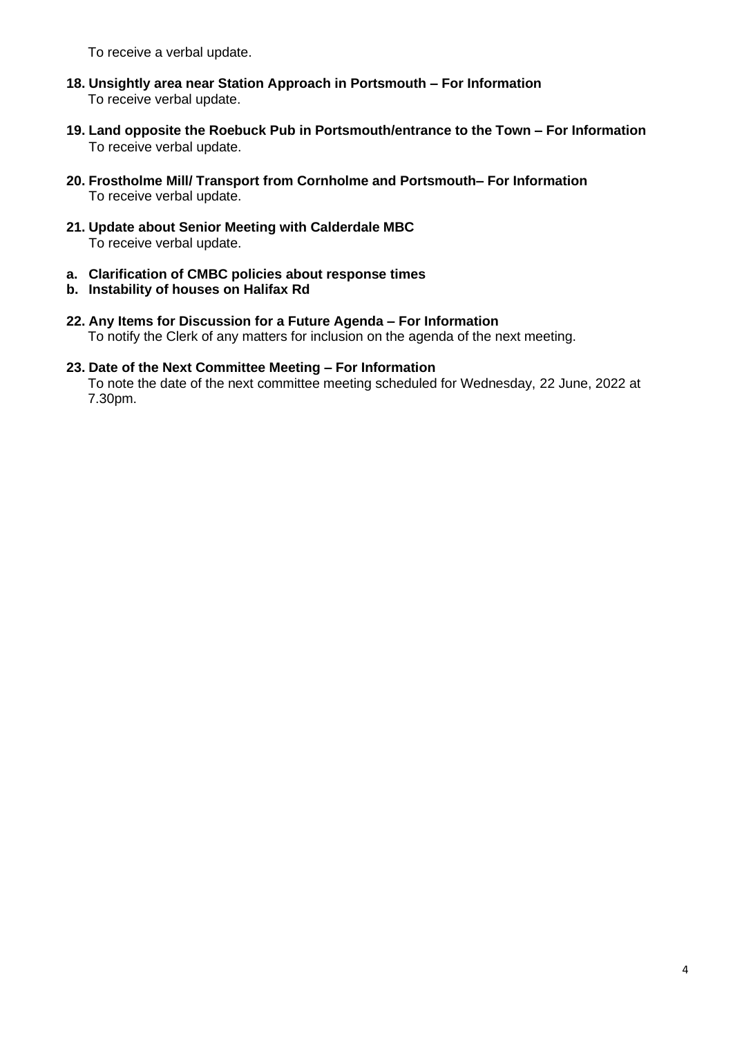To receive a verbal update.

**18. Unsightly area near Station Approach in Portsmouth – For Information**
To receive verbal update.

**19. Land opposite the Roebuck Pub in Portsmouth/entrance to the Town – For Information**
To receive verbal update.

**20. Frostholme Mill/ Transport from Cornholme and Portsmouth– For Information**
To receive verbal update.

**21. Update about Senior Meeting with Calderdale MBC**
To receive verbal update.

**a. Clarification of CMBC policies about response times**
**b. Instability of houses on Halifax Rd**

**22. Any Items for Discussion for a Future Agenda – For Information**
To notify the Clerk of any matters for inclusion on the agenda of the next meeting.

**23. Date of the Next Committee Meeting – For Information**
To note the date of the next committee meeting scheduled for Wednesday, 22 June, 2022 at 7.30pm.